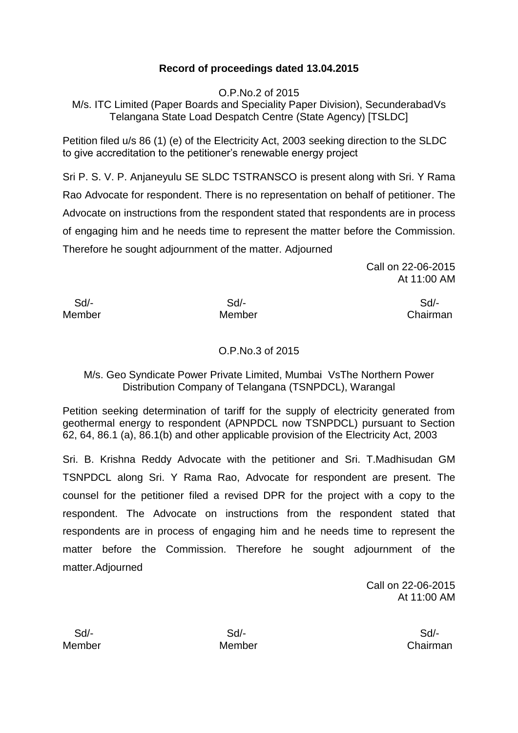**Record of proceedings dated 13.04.2015**

O.P.No.2 of 2015

M/s. ITC Limited (Paper Boards and Speciality Paper Division), SecunderabadVs Telangana State Load Despatch Centre (State Agency) [TSLDC]

Petition filed u/s 86 (1) (e) of the Electricity Act, 2003 seeking direction to the SLDC to give accreditation to the petitioner's renewable energy project

Sri P. S. V. P. Anjaneyulu SE SLDC TSTRANSCO is present along with Sri. Y Rama Rao Advocate for respondent. There is no representation on behalf of petitioner. The Advocate on instructions from the respondent stated that respondents are in process of engaging him and he needs time to represent the matter before the Commission. Therefore he sought adjournment of the matter. Adjourned

Call on 22-06-2015
At 11:00 AM

| Sd/- | Sd/- | Sd/- |
|---|---|---|
| Member | Member | Chairman |

O.P.No.3 of 2015

M/s. Geo Syndicate Power Private Limited, Mumbai VsThe Northern Power Distribution Company of Telangana (TSNPDCL), Warangal

Petition seeking determination of tariff for the supply of electricity generated from geothermal energy to respondent (APNPDCL now TSNPDCL) pursuant to Section 62, 64, 86.1 (a), 86.1(b) and other applicable provision of the Electricity Act, 2003

Sri. B. Krishna Reddy Advocate with the petitioner and Sri. T.Madhisudan GM TSNPDCL along Sri. Y Rama Rao, Advocate for respondent are present. The counsel for the petitioner filed a revised DPR for the project with a copy to the respondent. The Advocate on instructions from the respondent stated that respondents are in process of engaging him and he needs time to represent the matter before the Commission. Therefore he sought adjournment of the matter.Adjourned

Call on 22-06-2015
At 11:00 AM

| Sd/- | Sd/- | Sd/- |
|---|---|---|
| Member | Member | Chairman |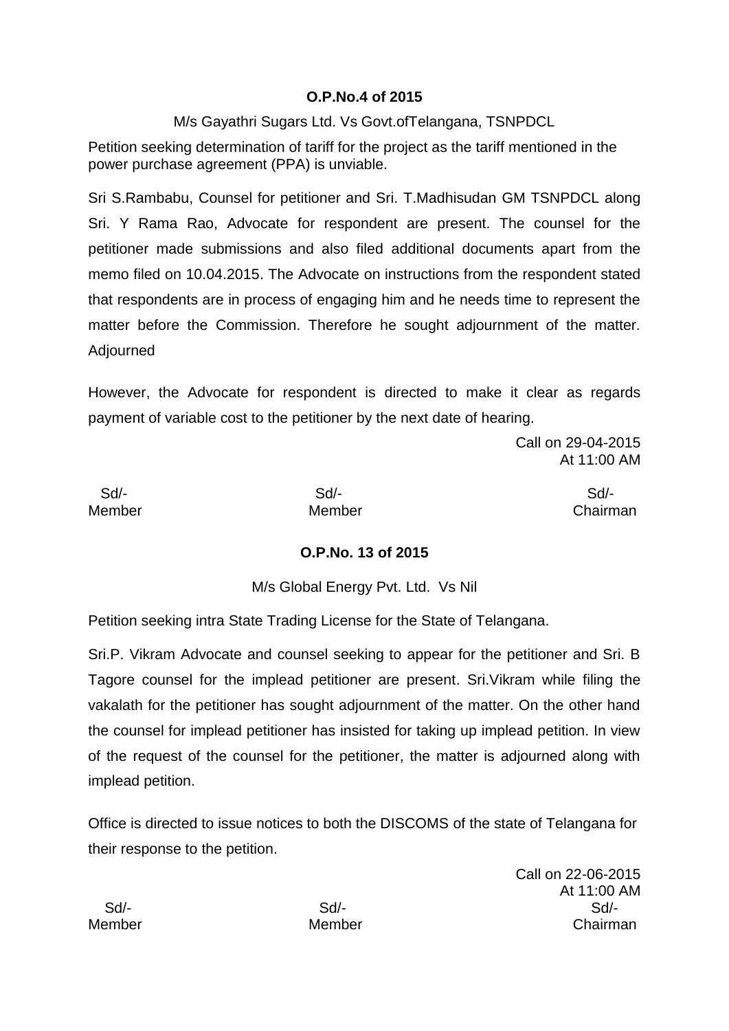**O.P.No.4 of 2015**

M/s Gayathri Sugars Ltd. Vs Govt.ofTelangana, TSNPDCL

Petition seeking determination of tariff for the project as the tariff mentioned in the power purchase agreement (PPA) is unviable.

Sri S.Rambabu, Counsel for petitioner and Sri. T.Madhisudan GM TSNPDCL along Sri. Y Rama Rao, Advocate for respondent are present. The counsel for the petitioner made submissions and also filed additional documents apart from the memo filed on 10.04.2015. The Advocate on instructions from the respondent stated that respondents are in process of engaging him and he needs time to represent the matter before the Commission. Therefore he sought adjournment of the matter. Adjourned

However, the Advocate for respondent is directed to make it clear as regards payment of variable cost to the petitioner by the next date of hearing.

Call on 29-04-2015
At 11:00 AM

| Sd/- | Sd/- | Sd/- |
|---|---|---|
| Member | Member | Chairman |

**O.P.No. 13 of 2015**

M/s Global Energy Pvt. Ltd. Vs Nil

Petition seeking intra State Trading License for the State of Telangana.

Sri.P. Vikram Advocate and counsel seeking to appear for the petitioner and Sri. B Tagore counsel for the implead petitioner are present. Sri.Vikram while filing the vakalath for the petitioner has sought adjournment of the matter. On the other hand the counsel for implead petitioner has insisted for taking up implead petition. In view of the request of the counsel for the petitioner, the matter is adjourned along with implead petition.

Office is directed to issue notices to both the DISCOMS of the state of Telangana for their response to the petition.

Call on 22-06-2015
At 11:00 AM

| Sd/- | Sd/- | Sd/- |
|---|---|---|
| Member | Member | Chairman |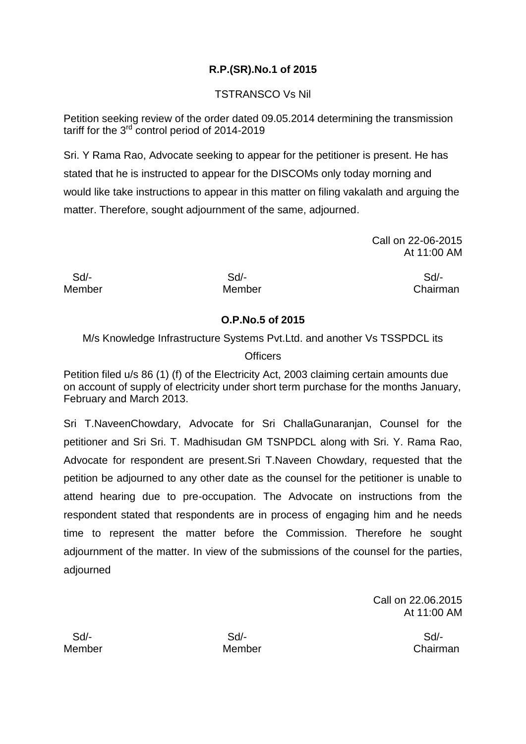**R.P.(SR).No.1 of 2015**

TSTRANSCO Vs Nil

Petition seeking review of the order dated 09.05.2014 determining the transmission tariff for the 3rd control period of 2014-2019

Sri. Y Rama Rao, Advocate seeking to appear for the petitioner is present. He has stated that he is instructed to appear for the DISCOMs only today morning and would like take instructions to appear in this matter on filing vakalath and arguing the matter. Therefore, sought adjournment of the same, adjourned.

Call on 22-06-2015
At 11:00 AM

| Sd/- | Sd/- | Sd/- |
|---|---|---|
| Member | Member | Chairman |

**O.P.No.5 of 2015**

M/s Knowledge Infrastructure Systems Pvt.Ltd. and another Vs TSSPDCL its Officers

Petition filed u/s 86 (1) (f) of the Electricity Act, 2003 claiming certain amounts due on account of supply of electricity under short term purchase for the months January, February and March 2013.

Sri T.NaveenChowdary, Advocate for Sri ChallaGunaranjan, Counsel for the petitioner and Sri Sri. T. Madhisudan GM TSNPDCL along with Sri. Y. Rama Rao, Advocate for respondent are present.Sri T.Naveen Chowdary, requested that the petition be adjourned to any other date as the counsel for the petitioner is unable to attend hearing due to pre-occupation. The Advocate on instructions from the respondent stated that respondents are in process of engaging him and he needs time to represent the matter before the Commission. Therefore he sought adjournment of the matter. In view of the submissions of the counsel for the parties, adjourned

Call on 22.06.2015
At 11:00 AM

| Sd/- | Sd/- | Sd/- |
|---|---|---|
| Member | Member | Chairman |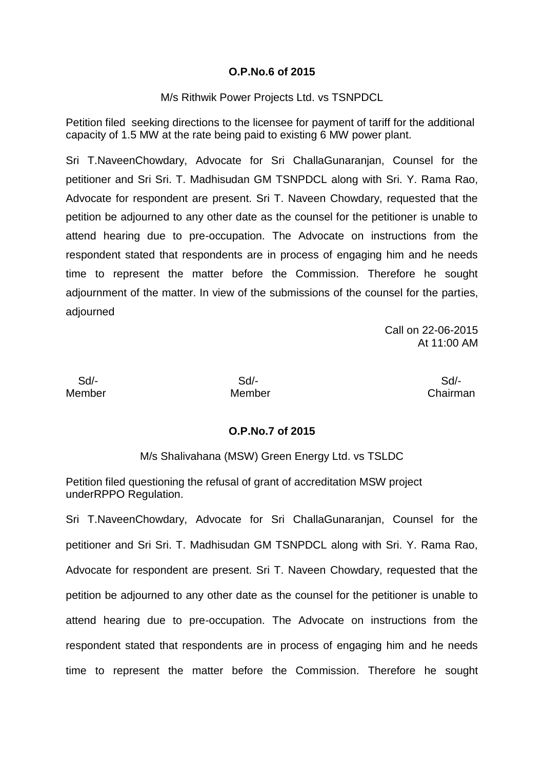**O.P.No.6 of 2015**

M/s Rithwik Power Projects Ltd. vs TSNPDCL

Petition filed seeking directions to the licensee for payment of tariff for the additional capacity of 1.5 MW at the rate being paid to existing 6 MW power plant.

Sri T.NaveenChowdary, Advocate for Sri ChallaGunaranjan, Counsel for the petitioner and Sri Sri. T. Madhisudan GM TSNPDCL along with Sri. Y. Rama Rao, Advocate for respondent are present. Sri T. Naveen Chowdary, requested that the petition be adjourned to any other date as the counsel for the petitioner is unable to attend hearing due to pre-occupation. The Advocate on instructions from the respondent stated that respondents are in process of engaging him and he needs time to represent the matter before the Commission. Therefore he sought adjournment of the matter. In view of the submissions of the counsel for the parties, adjourned

Call on 22-06-2015
At 11:00 AM

| Sd/- | Sd/- | Sd/- |
|---|---|---|
| Member | Member | Chairman |

**O.P.No.7 of 2015**

M/s Shalivahana (MSW) Green Energy Ltd. vs TSLDC

Petition filed questioning the refusal of grant of accreditation MSW project underRPPO Regulation.

Sri T.NaveenChowdary, Advocate for Sri ChallaGunaranjan, Counsel for the petitioner and Sri Sri. T. Madhisudan GM TSNPDCL along with Sri. Y. Rama Rao, Advocate for respondent are present. Sri T. Naveen Chowdary, requested that the petition be adjourned to any other date as the counsel for the petitioner is unable to attend hearing due to pre-occupation. The Advocate on instructions from the respondent stated that respondents are in process of engaging him and he needs time to represent the matter before the Commission. Therefore he sought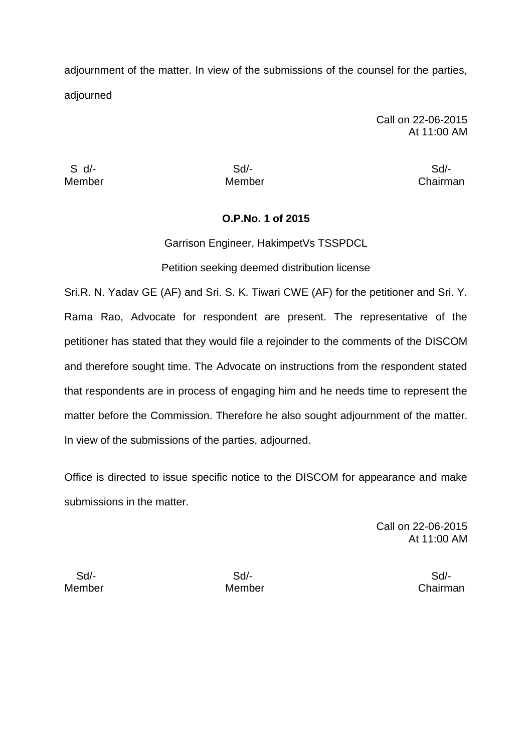adjournment of the matter. In view of the submissions of the counsel for the parties, adjourned

Call on 22-06-2015
At 11:00 AM

| S d/- | Sd/- | Sd/- |
|---|---|---|
| Member | Member | Chairman |

**O.P.No. 1 of 2015**

Garrison Engineer, HakimpetVs TSSPDCL

Petition seeking deemed distribution license

Sri.R. N. Yadav GE (AF) and Sri. S. K. Tiwari CWE (AF) for the petitioner and Sri. Y. Rama Rao, Advocate for respondent are present. The representative of the petitioner has stated that they would file a rejoinder to the comments of the DISCOM and therefore sought time. The Advocate on instructions from the respondent stated that respondents are in process of engaging him and he needs time to represent the matter before the Commission. Therefore he also sought adjournment of the matter. In view of the submissions of the parties, adjourned.

Office is directed to issue specific notice to the DISCOM for appearance and make submissions in the matter.

Call on 22-06-2015
At 11:00 AM

| Sd/- | Sd/- | Sd/- |
|---|---|---|
| Member | Member | Chairman |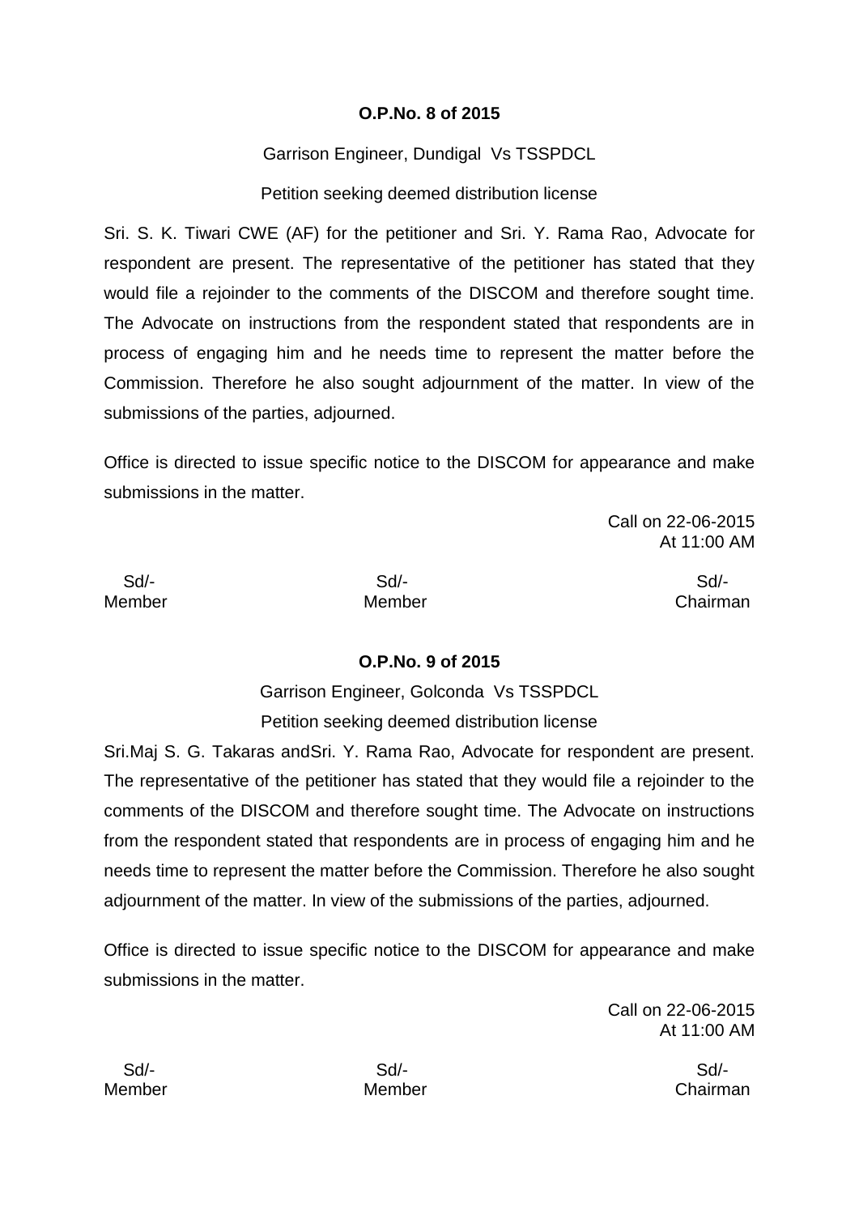**O.P.No. 8 of 2015**

Garrison Engineer, Dundigal Vs TSSPDCL

Petition seeking deemed distribution license

Sri. S. K. Tiwari CWE (AF) for the petitioner and Sri. Y. Rama Rao, Advocate for respondent are present. The representative of the petitioner has stated that they would file a rejoinder to the comments of the DISCOM and therefore sought time. The Advocate on instructions from the respondent stated that respondents are in process of engaging him and he needs time to represent the matter before the Commission. Therefore he also sought adjournment of the matter. In view of the submissions of the parties, adjourned.

Office is directed to issue specific notice to the DISCOM for appearance and make submissions in the matter.

Call on 22-06-2015
At 11:00 AM

| Sd/- | Sd/- | Sd/- |
|---|---|---|
| Member | Member | Chairman |

**O.P.No. 9 of 2015**

Garrison Engineer, Golconda Vs TSSPDCL

Petition seeking deemed distribution license

Sri.Maj S. G. Takaras andSri. Y. Rama Rao, Advocate for respondent are present. The representative of the petitioner has stated that they would file a rejoinder to the comments of the DISCOM and therefore sought time. The Advocate on instructions from the respondent stated that respondents are in process of engaging him and he needs time to represent the matter before the Commission. Therefore he also sought adjournment of the matter. In view of the submissions of the parties, adjourned.

Office is directed to issue specific notice to the DISCOM for appearance and make submissions in the matter.

Call on 22-06-2015
At 11:00 AM

| Sd/- | Sd/- | Sd/- |
|---|---|---|
| Member | Member | Chairman |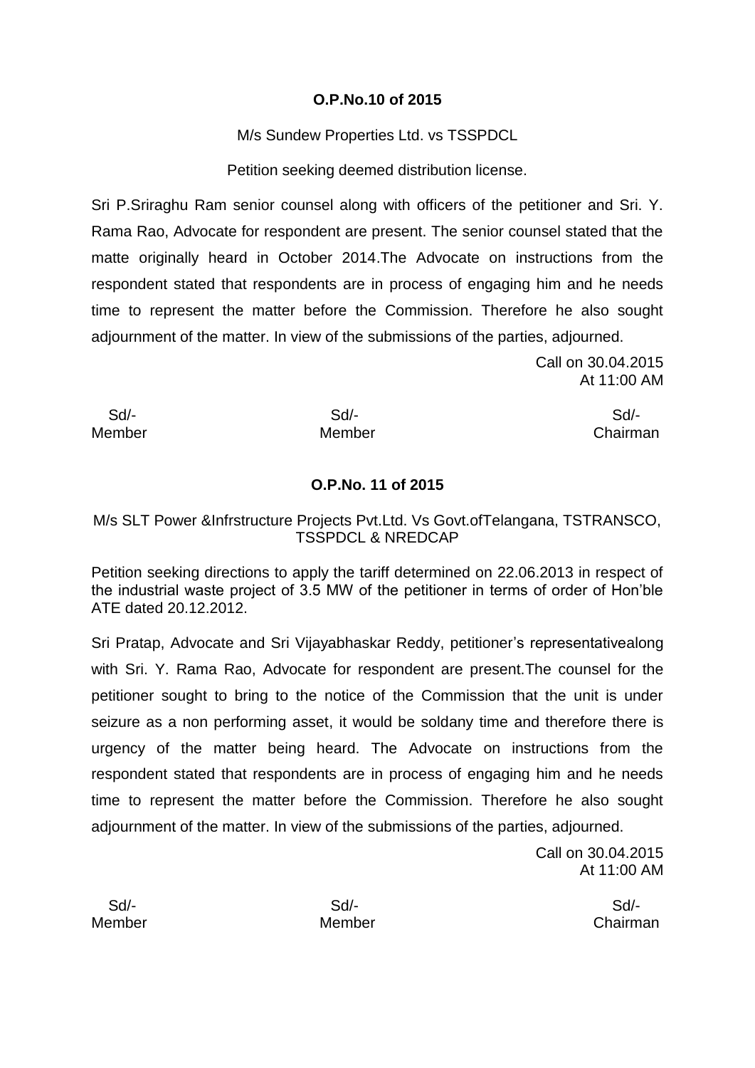**O.P.No.10 of 2015**

M/s Sundew Properties Ltd. vs TSSPDCL

Petition seeking deemed distribution license.

Sri P.Sriraghu Ram senior counsel along with officers of the petitioner and Sri. Y. Rama Rao, Advocate for respondent are present. The senior counsel stated that the matte originally heard in October 2014.The Advocate on instructions from the respondent stated that respondents are in process of engaging him and he needs time to represent the matter before the Commission. Therefore he also sought adjournment of the matter. In view of the submissions of the parties, adjourned.

Call on 30.04.2015
At 11:00 AM

| Sd/- | Sd/- | Sd/- |
|---|---|---|
| Member | Member | Chairman |

**O.P.No. 11 of 2015**

M/s SLT Power &Infrstructure Projects Pvt.Ltd. Vs Govt.ofTelangana, TSTRANSCO, TSSPDCL & NREDCAP

Petition seeking directions to apply the tariff determined on 22.06.2013 in respect of the industrial waste project of 3.5 MW of the petitioner in terms of order of Hon'ble ATE dated 20.12.2012.

Sri Pratap, Advocate and Sri Vijayabhaskar Reddy, petitioner's representativealong with Sri. Y. Rama Rao, Advocate for respondent are present.The counsel for the petitioner sought to bring to the notice of the Commission that the unit is under seizure as a non performing asset, it would be soldany time and therefore there is urgency of the matter being heard. The Advocate on instructions from the respondent stated that respondents are in process of engaging him and he needs time to represent the matter before the Commission. Therefore he also sought adjournment of the matter. In view of the submissions of the parties, adjourned.

Call on 30.04.2015
At 11:00 AM

| Sd/- | Sd/- | Sd/- |
|---|---|---|
| Member | Member | Chairman |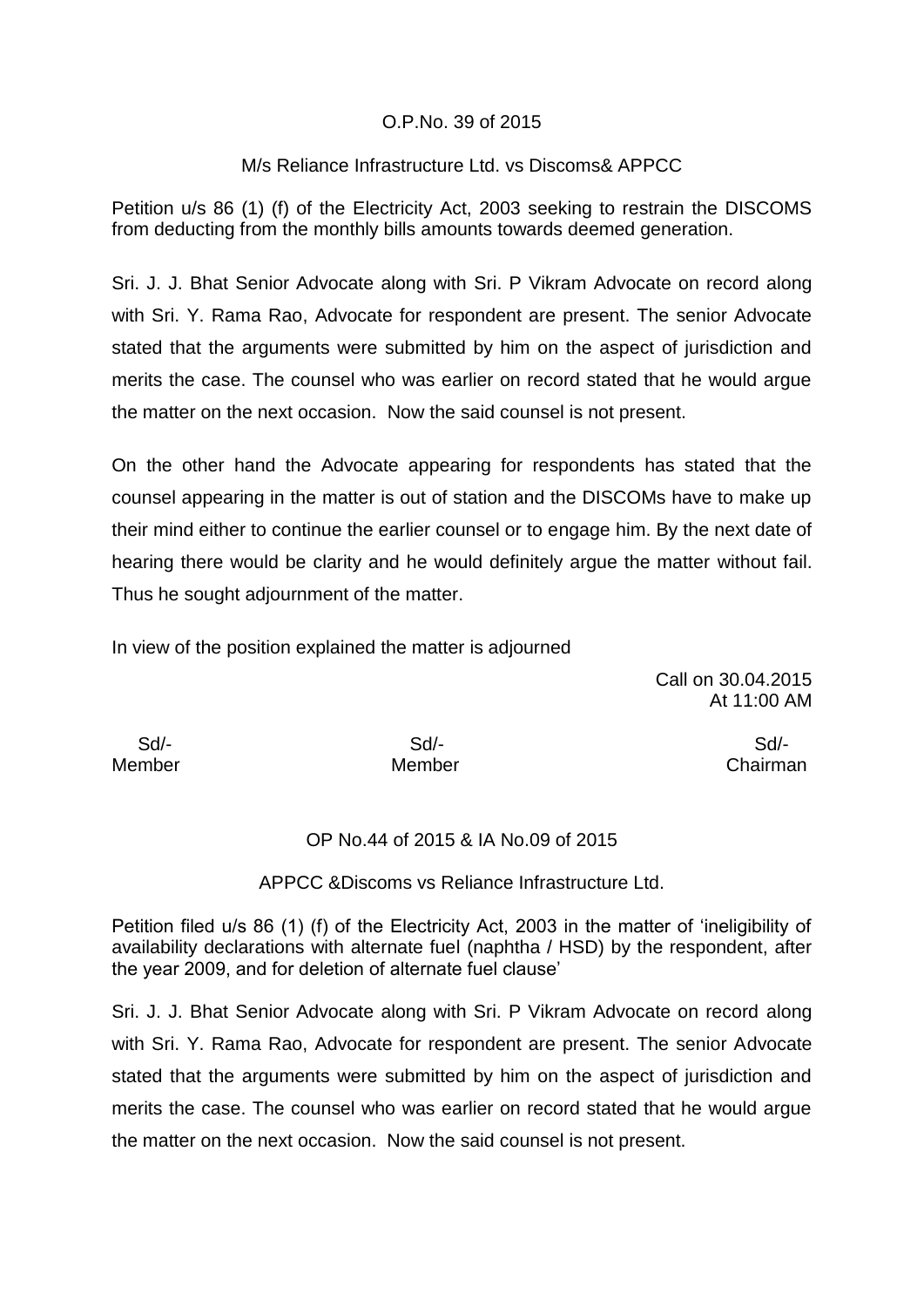O.P.No. 39 of 2015

M/s Reliance Infrastructure Ltd. vs Discoms& APPCC

Petition u/s 86 (1) (f) of the Electricity Act, 2003 seeking to restrain the DISCOMS from deducting from the monthly bills amounts towards deemed generation.

Sri. J. J. Bhat Senior Advocate along with Sri. P Vikram Advocate on record along with Sri. Y. Rama Rao, Advocate for respondent are present. The senior Advocate stated that the arguments were submitted by him on the aspect of jurisdiction and merits the case. The counsel who was earlier on record stated that he would argue the matter on the next occasion. Now the said counsel is not present.

On the other hand the Advocate appearing for respondents has stated that the counsel appearing in the matter is out of station and the DISCOMs have to make up their mind either to continue the earlier counsel or to engage him. By the next date of hearing there would be clarity and he would definitely argue the matter without fail. Thus he sought adjournment of the matter.

In view of the position explained the matter is adjourned

Call on 30.04.2015
At 11:00 AM

| Sd/- | Sd/- | Sd/- |
|---|---|---|
| Member | Member | Chairman |

OP No.44 of 2015 & IA No.09 of 2015

APPCC &Discoms vs Reliance Infrastructure Ltd.

Petition filed u/s 86 (1) (f) of the Electricity Act, 2003 in the matter of 'ineligibility of availability declarations with alternate fuel (naphtha / HSD) by the respondent, after the year 2009, and for deletion of alternate fuel clause'

Sri. J. J. Bhat Senior Advocate along with Sri. P Vikram Advocate on record along with Sri. Y. Rama Rao, Advocate for respondent are present. The senior Advocate stated that the arguments were submitted by him on the aspect of jurisdiction and merits the case. The counsel who was earlier on record stated that he would argue the matter on the next occasion. Now the said counsel is not present.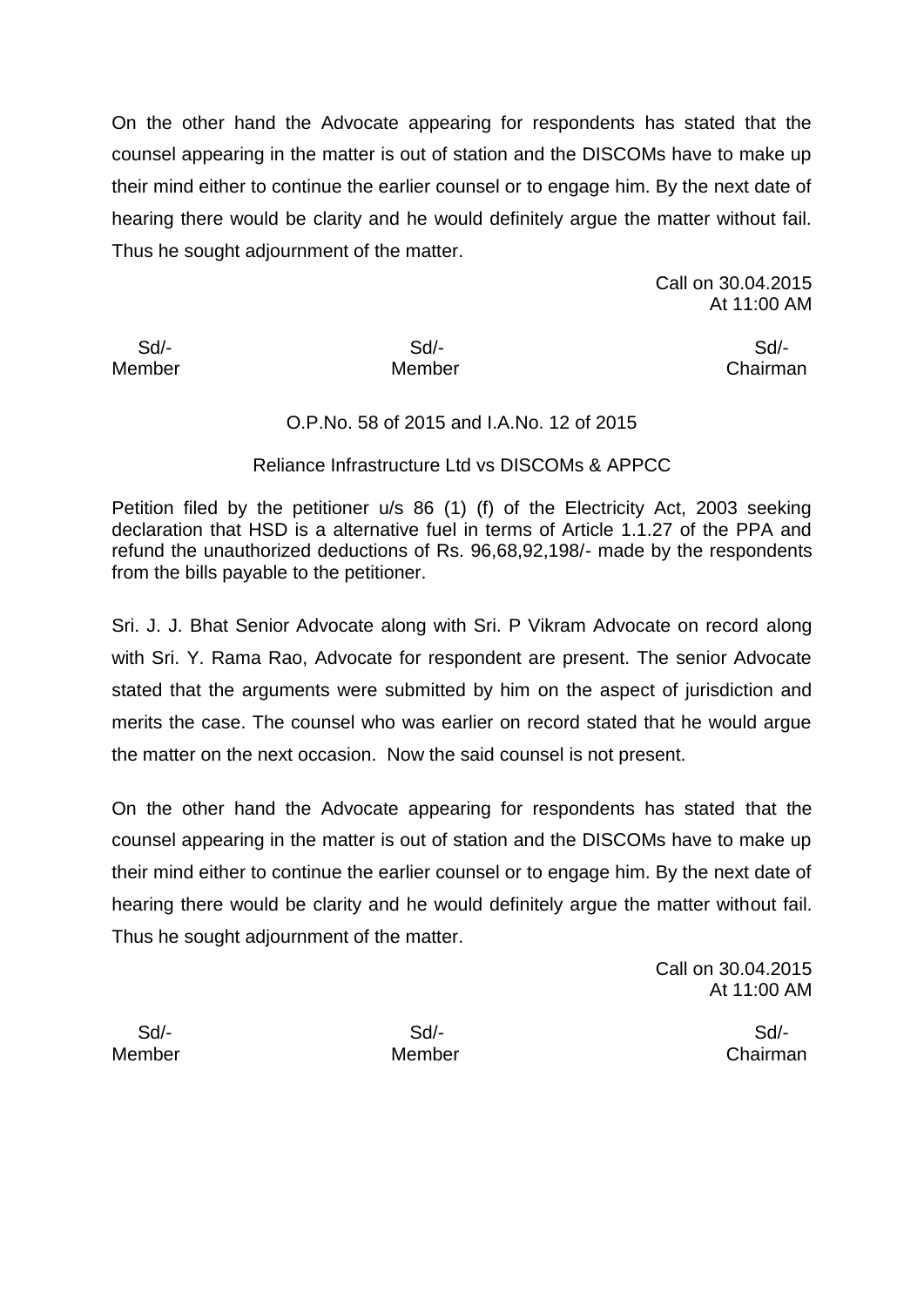On the other hand the Advocate appearing for respondents has stated that the counsel appearing in the matter is out of station and the DISCOMs have to make up their mind either to continue the earlier counsel or to engage him. By the next date of hearing there would be clarity and he would definitely argue the matter without fail. Thus he sought adjournment of the matter.

Call on 30.04.2015
At 11:00 AM

| | | |
|---|---|---|
| Sd/- | Sd/- | Sd/- |
| Member | Member | Chairman |

O.P.No. 58 of 2015 and I.A.No. 12 of 2015

Reliance Infrastructure Ltd vs DISCOMs & APPCC

Petition filed by the petitioner u/s 86 (1) (f) of the Electricity Act, 2003 seeking declaration that HSD is a alternative fuel in terms of Article 1.1.27 of the PPA and refund the unauthorized deductions of Rs. 96,68,92,198/- made by the respondents from the bills payable to the petitioner.

Sri. J. J. Bhat Senior Advocate along with Sri. P Vikram Advocate on record along with Sri. Y. Rama Rao, Advocate for respondent are present. The senior Advocate stated that the arguments were submitted by him on the aspect of jurisdiction and merits the case. The counsel who was earlier on record stated that he would argue the matter on the next occasion. Now the said counsel is not present.

On the other hand the Advocate appearing for respondents has stated that the counsel appearing in the matter is out of station and the DISCOMs have to make up their mind either to continue the earlier counsel or to engage him. By the next date of hearing there would be clarity and he would definitely argue the matter without fail. Thus he sought adjournment of the matter.

Call on 30.04.2015
At 11:00 AM

| | | |
|---|---|---|
| Sd/- | Sd/- | Sd/- |
| Member | Member | Chairman |